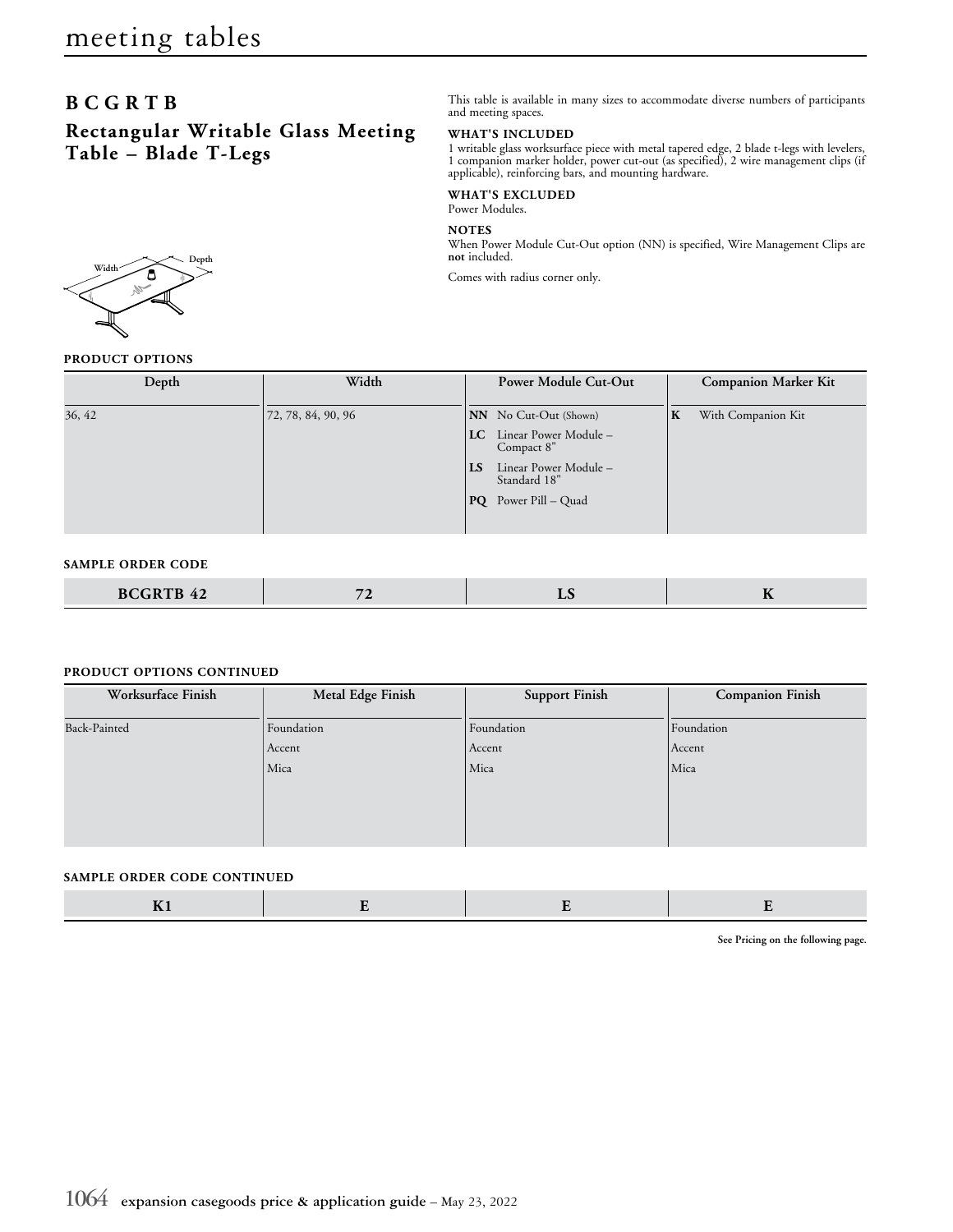# meeting tables

## BCGRTB

### Rectangular Writable Glass Meeting Table – Blade T-Legs

This table is available in many sizes to accommodate diverse numbers of participants and meeting spaces.

**WHAT'S INCLUDED**
1 writable glass worksurface piece with metal tapered edge, 2 blade t-legs with levelers, 1 companion marker holder, power cut-out (as specified), 2 wire management clips (if applicable), reinforcing bars, and mounting hardware.

**WHAT'S EXCLUDED**
Power Modules.

**NOTES**
When Power Module Cut-Out option (NN) is specified, Wire Management Clips are **not** included.

Comes with radius corner only.

Width
Depth

**PRODUCT OPTIONS**

| Depth | Width | Power Module Cut-Out | Companion Marker Kit |
|---|---|---|---|
| 36, 42 | 72, 78, 84, 90, 96 | **NN** No Cut-Out (Shown)<br>**LC** Linear Power Module – Compact 8"<br>**LS** Linear Power Module – Standard 18"<br>**PQ** Power Pill – Quad | **K** With Companion Kit |

**SAMPLE ORDER CODE**

| | | | |
|---|---|---|---|
| **BCGRTB 42** | **72** | **LS** | **K** |

**PRODUCT OPTIONS CONTINUED**

| Worksurface Finish | Metal Edge Finish | Support Finish | Companion Finish |
|---|---|---|---|
| Back-Painted | Foundation<br>Accent<br>Mica | Foundation<br>Accent<br>Mica | Foundation<br>Accent<br>Mica |

**SAMPLE ORDER CODE CONTINUED**

| | | | |
|---|---|---|---|
| **K1** | **E** | **E** | **E** |

**See Pricing on the following page.**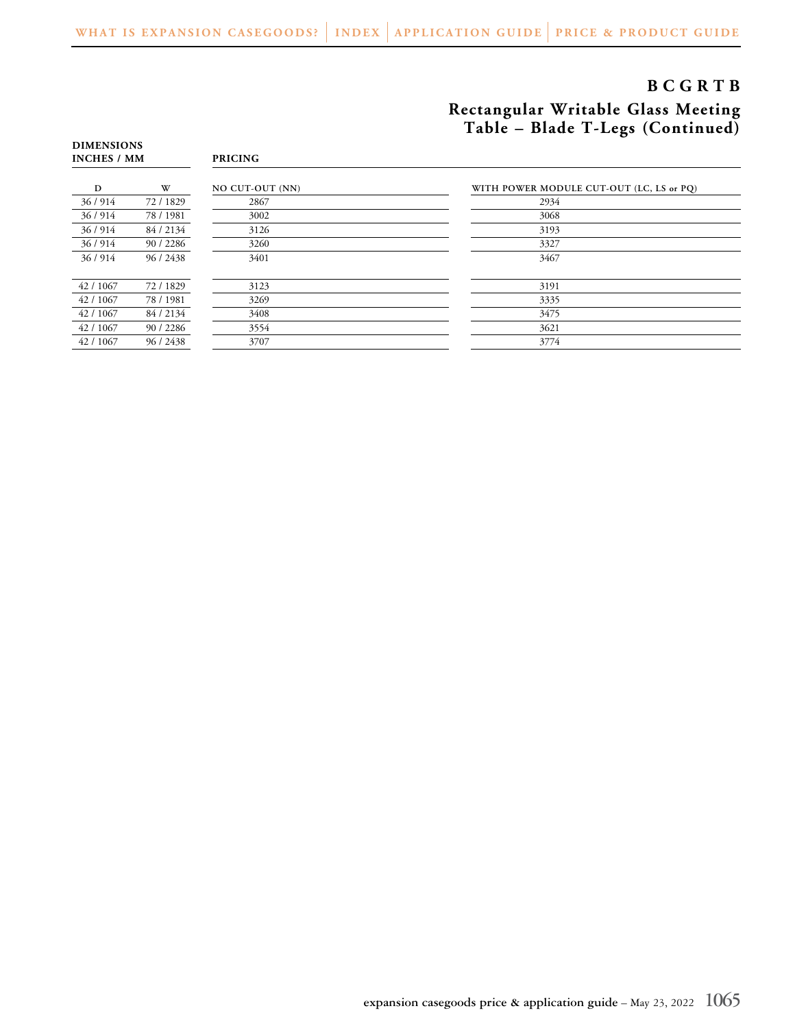# B C G R T B

## Rectangular Writable Glass Meeting Table – Blade T-Legs (Continued)

| DIMENSIONS INCHES / MM | | PRICING | |
|---|---|---|---|
| D | W | NO CUT-OUT (NN) | WITH POWER MODULE CUT-OUT (LC, LS or PQ) |
| 36 / 914 | 72 / 1829 | 2867 | 2934 |
| 36 / 914 | 78 / 1981 | 3002 | 3068 |
| 36 / 914 | 84 / 2134 | 3126 | 3193 |
| 36 / 914 | 90 / 2286 | 3260 | 3327 |
| 36 / 914 | 96 / 2438 | 3401 | 3467 |
| 42 / 1067 | 72 / 1829 | 3123 | 3191 |
| 42 / 1067 | 78 / 1981 | 3269 | 3335 |
| 42 / 1067 | 84 / 2134 | 3408 | 3475 |
| 42 / 1067 | 90 / 2286 | 3554 | 3621 |
| 42 / 1067 | 96 / 2438 | 3707 | 3774 |